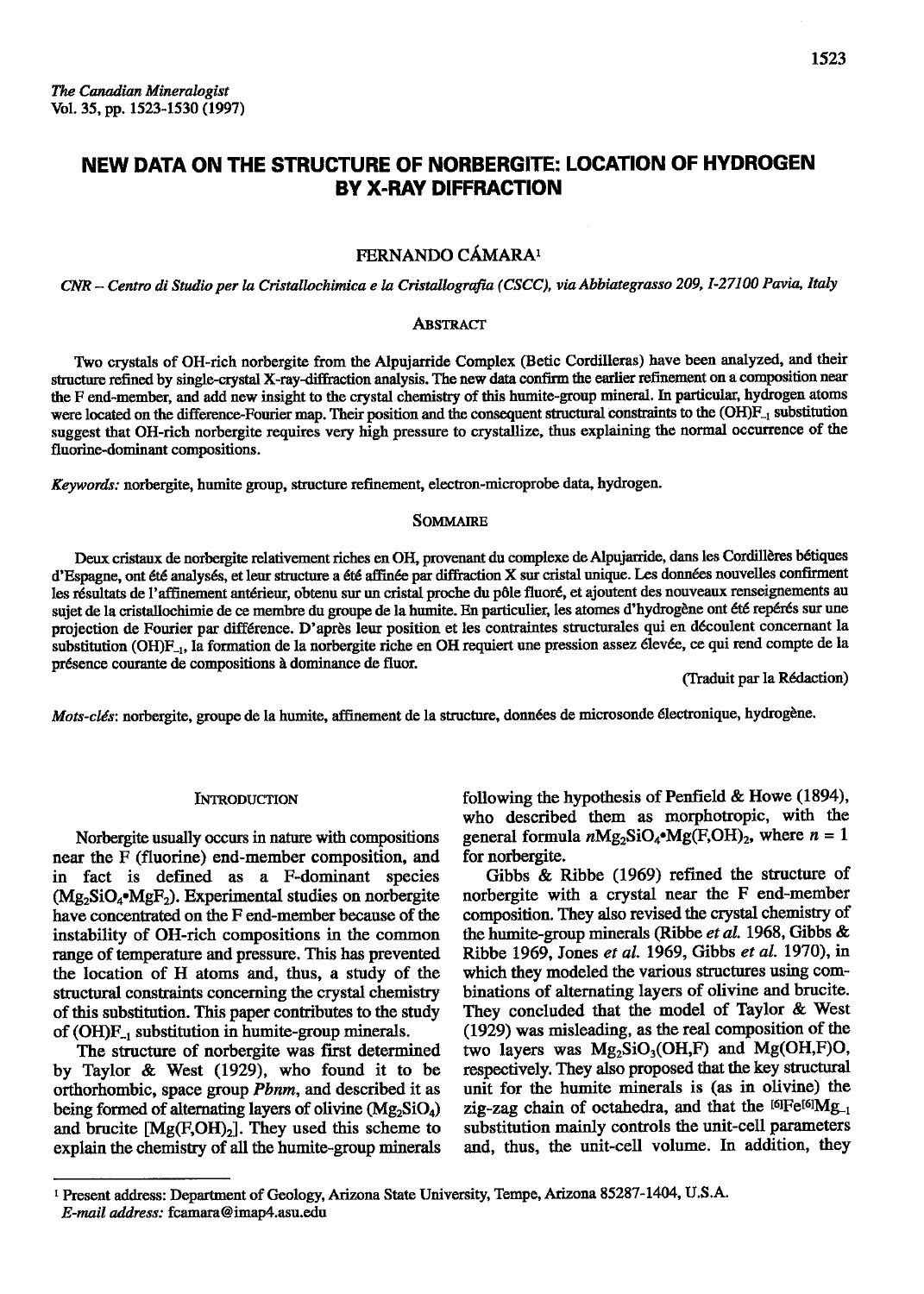*The Canadian Mineralogist*
Vol. 35, pp. 1523-1530 (1997)

# NEW DATA ON THE STRUCTURE OF NORBERGITE: LOCATION OF HYDROGEN BY X-RAY DIFFRACTION

FERNANDO CÁMARA[1]

*CNR – Centro di Studio per la Cristallochimica e la Cristallografia (CSCC), via Abbiategrasso 209, I-27100 Pavia, Italy*

## Abstract

Two crystals of OH-rich norbergite from the Alpujarride Complex (Betic Cordilleras) have been analyzed, and their structure refined by single-crystal X-ray-diffraction analysis. The new data confirm the earlier refinement on a composition near the F end-member, and add new insight to the crystal chemistry of this humite-group mineral. In particular, hydrogen atoms were located on the difference-Fourier map. Their position and the consequent structural constraints to the $(OH)F_{-1}$ substitution suggest that OH-rich norbergite requires very high pressure to crystallize, thus explaining the normal occurrence of the fluorine-dominant compositions.

*Keywords:* norbergite, humite group, structure refinement, electron-microprobe data, hydrogen.

## Sommaire

Deux cristaux de norbergite relativement riches en OH, provenant du complexe de Alpujarride, dans les Cordillères bétiques d'Espagne, ont été analysés, et leur structure a été affinée par diffraction X sur cristal unique. Les données nouvelles confirment les résultats de l'affinement antérieur, obtenu sur un cristal proche du pôle fluoré, et ajoutent des nouveaux renseignements au sujet de la cristallochimie de ce membre du groupe de la humite. En particulier, les atomes d'hydrogène ont été repérés sur une projection de Fourier par différence. D'après leur position et les contraintes structurales qui en découlent concernant la substitution $(OH)F_{-1}$, la formation de la norbergite riche en OH requiert une pression assez élevée, ce qui rend compte de la présence courante de compositions à dominance de fluor.

(Traduit par la Rédaction)

*Mots-clés:* norbergite, groupe de la humite, affinement de la structure, données de microsonde électronique, hydrogène.

## Introduction

Norbergite usually occurs in nature with compositions near the F (fluorine) end-member composition, and in fact is defined as a F-dominant species ($Mg_2SiO_4 \cdot MgF_2$). Experimental studies on norbergite have concentrated on the F end-member because of the instability of OH-rich compositions in the common range of temperature and pressure. This has prevented the location of H atoms and, thus, a study of the structural constraints concerning the crystal chemistry of this substitution. This paper contributes to the study of $(OH)F_{-1}$ substitution in humite-group minerals.

The structure of norbergite was first determined by Taylor & West (1929), who found it to be orthorhombic, space group *Pbnm*, and described it as being formed of alternating layers of olivine ($Mg_2SiO_4$) and brucite [$Mg(F,OH)_2$]. They used this scheme to explain the chemistry of all the humite-group minerals following the hypothesis of Penfield & Howe (1894), who described them as morphotropic, with the general formula $nMg_2SiO_4 \cdot Mg(F,OH)_2$, where $n = 1$ for norbergite.

Gibbs & Ribbe (1969) refined the structure of norbergite with a crystal near the F end-member composition. They also revised the crystal chemistry of the humite-group minerals (Ribbe *et al.* 1968, Gibbs & Ribbe 1969, Jones *et al.* 1969, Gibbs *et al.* 1970), in which they modeled the various structures using combinations of alternating layers of olivine and brucite. They concluded that the model of Taylor & West (1929) was misleading, as the real composition of the two layers was $Mg_2SiO_3(OH,F)$ and $Mg(OH,F)O$, respectively. They also proposed that the key structural unit for the humite minerals is (as in olivine) the zig-zag chain of octahedra, and that the $^{[6]}Fe^{[6]}Mg_{-1}$ substitution mainly controls the unit-cell parameters and, thus, the unit-cell volume. In addition, they

[1] Present address: Department of Geology, Arizona State University, Tempe, Arizona 85287-1404, U.S.A.
*E-mail address:* fcamara@imap4.asu.edu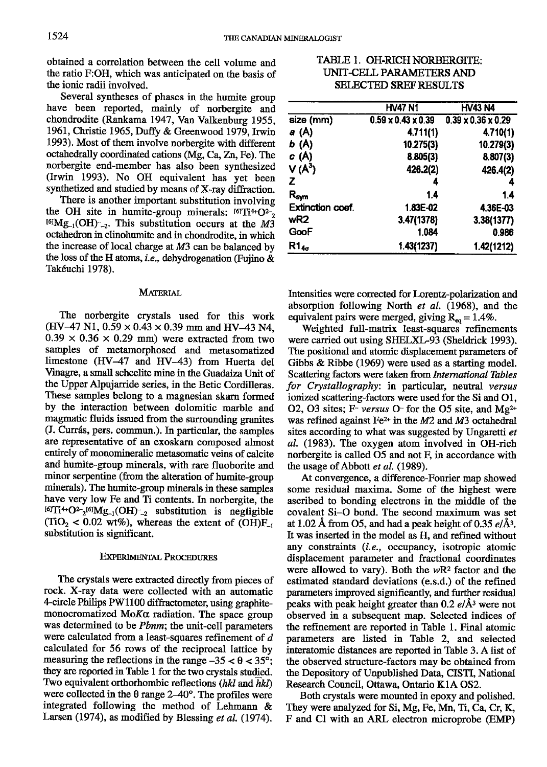obtained a correlation between the cell volume and the ratio F:OH, which was anticipated on the basis of the ionic radii involved.

Several syntheses of phases in the humite group have been reported, mainly of norbergite and chondrodite (Rankama 1947, Van Valkenburg 1955, 1961, Christie 1965, Duffy & Greenwood 1979, Irwin 1993). Most of them involve norbergite with different octahedrally coordinated cations (Mg, Ca, Zn, Fe). The norbergite end-member has also been synthesized (Irwin 1993). No OH equivalent has yet been synthetized and studied by means of X-ray diffraction.

There is another important substitution involving the OH site in humite-group minerals: $^{[6]}Ti^{4+}O^{2-}{}_{2}\,^{[6]}Mg_{-1}(OH)^{-}{}_{-2}$. This substitution occurs at the *M3* octahedron in clinohumite and in chondrodite, in which the increase of local charge at *M3* can be balanced by the loss of the H atoms, *i.e.*, dehydrogenation (Fujino & Takéuchi 1978).

## Material

The norbergite crystals used for this work (HV–47 N1, 0.59 × 0.43 × 0.39 mm and HV–43 N4, 0.39 × 0.36 × 0.29 mm) were extracted from two samples of metamorphosed and metasomatized limestone (HV–47 and HV–43) from Huerta del Vinagre, a small scheelite mine in the Guadaiza Unit of the Upper Alpujarride series, in the Betic Cordilleras. These samples belong to a magnesian skarn formed by the interaction between dolomitic marble and magmatic fluids issued from the surrounding granites (J. Currás, pers. commun.). In particular, the samples are representative of an exoskarn composed almost entirely of monomineralic metasomatic veins of calcite and humite-group minerals, with rare fluoborite and minor serpentine (from the alteration of humite-group minerals). The humite-group minerals in these samples have very low Fe and Ti contents. In norbergite, the $^{[6]}Ti^{4+}O^{2-}{}_{2}\,^{[6]}Mg_{-1}(OH)^{-}{}_{-2}$ substitution is negligible ($TiO_2$ < 0.02 wt%), whereas the extent of $(OH)F_{-1}$ substitution is significant.

## Experimental Procedures

The crystals were extracted directly from pieces of rock. X-ray data were collected with an automatic 4-circle Philips PW1100 diffractometer, using graphite-monocromatized Mo$K\alpha$ radiation. The space group was determined to be *Pbnm*; the unit-cell parameters were calculated from a least-squares refinement of *d* calculated for 56 rows of the reciprocal lattice by measuring the reflections in the range $-35 < \theta < 35°$; they are reported in Table 1 for the two crystals studied. Two equivalent orthorhombic reflections (*hkl* and $\bar{h}kl$) were collected in the θ range 2–40°. The profiles were integrated following the method of Lehmann & Larsen (1974), as modified by Blessing *et al.* (1974).

TABLE 1. OH-RICH NORBERGITE: UNIT-CELL PARAMETERS AND SELECTED SREF RESULTS

| | HV47 N1 | HV43 N4 |
|---|---|---|
| size (mm) | 0.59 x 0.43 x 0.39 | 0.39 x 0.36 x 0.29 |
| *a* (Å) | 4.711(1) | 4.710(1) |
| *b* (Å) | 10.275(3) | 10.279(3) |
| *c* (Å) | 8.805(3) | 8.807(3) |
| V (Å$^3$) | 426.2(2) | 426.4(2) |
| Z | 4 | 4 |
| $R_{sym}$ | 1.4 | 1.4 |
| Extinction coef. | 1.83E-02 | 4.36E-03 |
| wR2 | 3.47(1378) | 3.38(1377) |
| GooF | 1.084 | 0.986 |
| $R1_{4\sigma}$ | 1.43(1237) | 1.42(1212) |

Intensities were corrected for Lorentz-polarization and absorption following North *et al.* (1968), and the equivalent pairs were merged, giving $R_{eq}$ = 1.4%.

Weighted full-matrix least-squares refinements were carried out using SHELXL-93 (Sheldrick 1993). The positional and atomic displacement parameters of Gibbs & Ribbe (1969) were used as a starting model. Scattering factors were taken from *International Tables for Crystallography*: in particular, neutral *versus* ionized scattering-factors were used for the Si and O1, O2, O3 sites; $F^-$ *versus* $O^-$ for the O5 site, and $Mg^{2+}$ was refined against $Fe^{2+}$ in the *M2* and *M3* octahedral sites according to what was suggested by Ungaretti *et al.* (1983). The oxygen atom involved in OH-rich norbergite is called O5 and not F, in accordance with the usage of Abbott *et al.* (1989).

At convergence, a difference-Fourier map showed some residual maxima. Some of the highest were ascribed to bonding electrons in the middle of the covalent Si–O bond. The second maximum was set at 1.02 Å from O5, and had a peak height of 0.35 *e*/Å$^3$. It was inserted in the model as H, and refined without any constraints (*i.e.*, occupancy, isotropic atomic displacement parameter and fractional coordinates were allowed to vary). Both the *w*R$^2$ factor and the estimated standard deviations (e.s.d.) of the refined parameters improved significantly, and further residual peaks with peak height greater than 0.2 *e*/Å$^3$ were not observed in a subsequent map. Selected indices of the refinement are reported in Table 1. Final atomic parameters are listed in Table 2, and selected interatomic distances are reported in Table 3. A list of the observed structure-factors may be obtained from the Depository of Unpublished Data, CISTI, National Research Council, Ottawa, Ontario K1A OS2.

Both crystals were mounted in epoxy and polished. They were analyzed for Si, Mg, Fe, Mn, Ti, Ca, Cr, K, F and Cl with an ARL electron microprobe (EMP)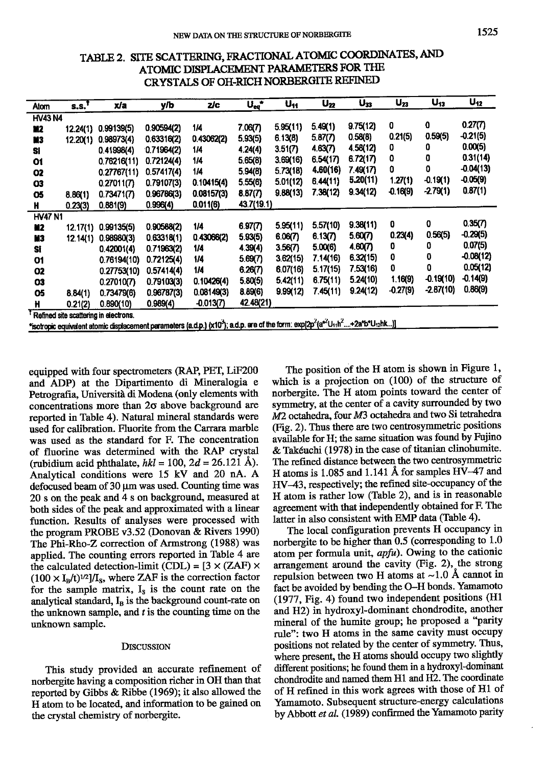## TABLE 2. SITE SCATTERING, FRACTIONAL ATOMIC COORDINATES, AND ATOMIC DISPLACEMENT PARAMETERS FOR THE CRYSTALS OF OH-RICH NORBERGITE REFINED

| Atom | s.s.[†] | x/a | y/b | z/c | $U_{eq}$* | $U_{11}$ | $U_{22}$ | $U_{33}$ | $U_{23}$ | $U_{13}$ | $U_{12}$ |
|---|---|---|---|---|---|---|---|---|---|---|---|
| **HV43 N4** | | | | | | | | | | | |
| M2 | 12.24(1) | 0.99139(5) | 0.90594(2) | 1/4 | 7.06(7) | 5.95(11) | 5.49(1) | 9.75(12) | 0 | 0 | 0.27(7) |
| M3 | 12.20(1) | 0.98973(4) | 0.63316(2) | 0.43062(2) | 5.93(5) | 6.13(8) | 5.87(7) | 0.58(8) | 0.21(5) | 0.59(5) | -0.21(5) |
| Si | | 0.41998(4) | 0.71964(2) | 1/4 | 4.24(4) | 3.51(7) | 4.63(7) | 4.58(12) | 0 | 0 | 0.00(5) |
| O1 | | 0.76216(11) | 0.72124(4) | 1/4 | 5.65(8) | 3.69(16) | 6.54(17) | 6.72(17) | 0 | 0 | 0.31(14) |
| O2 | | 0.27767(11) | 0.57417(4) | 1/4 | 5.94(8) | 5.73(18) | 4.60(16) | 7.49(17) | 0 | 0 | -0.04(13) |
| O3 | | 0.27011(7) | 0.79107(3) | 0.10415(4) | 5.55(6) | 5.01(12) | 6.44(11) | 5.20(11) | 1.27(1) | -0.19(1) | -0.05(9) |
| O5 | 8.86(1) | 0.73471(7) | 0.96786(3) | 0.08157(3) | 8.87(7) | 9.88(13) | 7.38(12) | 9.34(12) | -0.16(9) | -2.79(1) | 0.87(1) |
| H | 0.23(3) | 0.881(9) | 0.996(4) | 0.011(6) | 43.7(19.1) | | | | | | |
| **HV47 N1** | | | | | | | | | | | |
| M2 | 12.17(1) | 0.99135(5) | 0.90588(2) | 1/4 | 6.97(7) | 5.95(11) | 5.57(10) | 9.38(11) | 0 | 0 | 0.35(7) |
| M3 | 12.14(1) | 0.98980(3) | 0.63318(1) | 0.43066(2) | 5.93(5) | 6.06(7) | 6.13(7) | 5.60(7) | 0.23(4) | 0.56(5) | -0.29(5) |
| Si | | 0.42001(4) | 0.71963(2) | 1/4 | 4.39(4) | 3.56(7) | 5.00(6) | 4.60(7) | 0 | 0 | 0.07(5) |
| O1 | | 0.76194(10) | 0.72125(4) | 1/4 | 5.69(7) | 3.62(15) | 7.14(16) | 6.32(15) | 0 | 0 | -0.08(12) |
| O2 | | 0.27753(10) | 0.57414(4) | 1/4 | 6.26(7) | 6.07(16) | 5.17(15) | 7.53(16) | 0 | 0 | 0.05(12) |
| O3 | | 0.27010(7) | 0.79103(3) | 0.10426(4) | 5.80(5) | 5.42(11) | 6.75(11) | 5.24(10) | 1.16(9) | -0.19(10) | -0.14(9) |
| O5 | 8.84(1) | 0.73479(6) | 0.96787(3) | 0.08149(3) | 8.89(6) | 9.99(12) | 7.45(11) | 9.24(12) | -0.27(9) | -2.87(10) | 0.86(9) |
| H | 0.21(2) | 0.890(10) | 0.989(4) | -0.013(7) | 42.48(21) | | | | | | |

[†] Refined site scattering in electrons.

*Isotropic equivalent atomic displacement parameters (a.d.p.) (x10[3]); a.d.p. are of the form: $\exp[2p^2(a^{*2}U_{11}h^2....+2a^*b^*U_{12}hk..)]$

equipped with four spectrometers (RAP, PET, LiF200 and ADP) at the Dipartimento di Mineralogia e Petrografia, Università di Modena (only elements with concentrations more than 2σ above background are reported in Table 4). Natural mineral standards were used for calibration. Fluorite from the Carrara marble was used as the standard for F. The concentration of fluorine was determined with the RAP crystal (rubidium acid phthalate, *hkl* = 100, 2*d* = 26.121 Å). Analytical conditions were 15 kV and 20 nA. A defocused beam of 30 μm was used. Counting time was 20 s on the peak and 4 s on background, measured at both sides of the peak and approximated with a linear function. Results of analyses were processed with the program PROBE v3.52 (Donovan & Rivers 1990) The Phi-Rho-Z correction of Armstrong (1988) was applied. The counting errors reported in Table 4 are the calculated detection-limit (CDL) = $[3 \times (ZAF) \times (100 \times I_B/t)^{1/2}]/I_S$, where ZAF is the correction factor for the sample matrix, $I_S$ is the count rate on the analytical standard, $I_B$ is the background count-rate on the unknown sample, and *t* is the counting time on the unknown sample.

## Discussion

This study provided an accurate refinement of norbergite having a composition richer in OH than that reported by Gibbs & Ribbe (1969); it also allowed the H atom to be located, and information to be gained on the crystal chemistry of norbergite.

The position of the H atom is shown in Figure 1, which is a projection on (100) of the structure of norbergite. The H atom points toward the center of symmetry, at the center of a cavity surrounded by two *M*2 octahedra, four *M*3 octahedra and two Si tetrahedra (Fig. 2). Thus there are two centrosymmetric positions available for H; the same situation was found by Fujino & Takéuchi (1978) in the case of titanian clinohumite. The refined distance between the two centrosymmetric H atoms is 1.085 and 1.141 Å for samples HV–47 and HV–43, respectively; the refined site-occupancy of the H atom is rather low (Table 2), and is in reasonable agreement with that independently obtained for F. The latter in also consistent with EMP data (Table 4).

The local configuration prevents H occupancy in norbergite to be higher than 0.5 (corresponding to 1.0 atom per formula unit, *apfu*). Owing to the cationic arrangement around the cavity (Fig. 2), the strong repulsion between two H atoms at ~1.0 Å cannot in fact be avoided by bending the O–H bonds. Yamamoto (1977, Fig. 4) found two independent positions (H1 and H2) in hydroxyl-dominant chondrodite, another mineral of the humite group; he proposed a "parity rule": two H atoms in the same cavity must occupy positions not related by the center of symmetry. Thus, where present, the H atoms should occupy two slightly different positions; he found them in a hydroxyl-dominant chondrodite and named them H1 and H2. The coordinate of H refined in this work agrees with those of H1 of Yamamoto. Subsequent structure-energy calculations by Abbott *et al.* (1989) confirmed the Yamamoto parity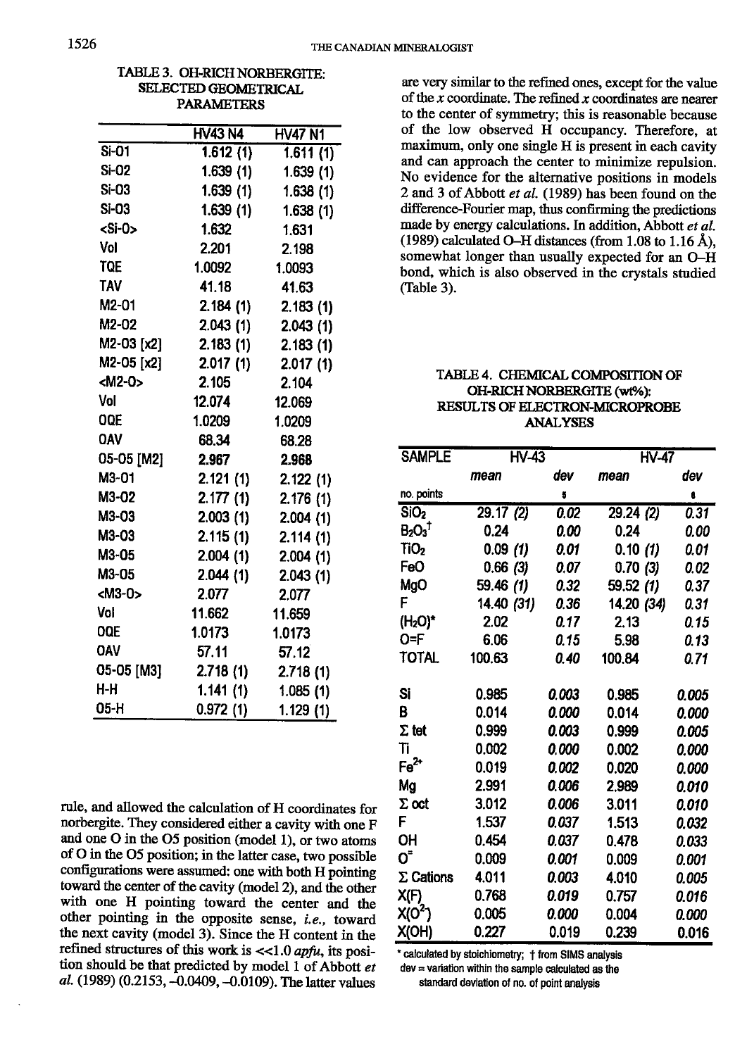TABLE 3. OH-RICH NORBERGITE: SELECTED GEOMETRICAL PARAMETERS

| | HV43 N4 | HV47 N1 |
|---|---|---|
| Si-O1 | 1.612 (1) | 1.611 (1) |
| Si-O2 | 1.639 (1) | 1.639 (1) |
| Si-O3 | 1.639 (1) | 1.638 (1) |
| Si-O3 | 1.639 (1) | 1.638 (1) |
| <Si-O> | 1.632 | 1.631 |
| Vol | 2.201 | 2.198 |
| TQE | 1.0092 | 1.0093 |
| TAV | 41.18 | 41.63 |
| M2-O1 | 2.184 (1) | 2.183 (1) |
| M2-O2 | 2.043 (1) | 2.043 (1) |
| M2-O3 [x2] | 2.183 (1) | 2.183 (1) |
| M2-O5 [x2] | 2.017 (1) | 2.017 (1) |
| <M2-O> | 2.105 | 2.104 |
| Vol | 12.074 | 12.069 |
| OQE | 1.0209 | 1.0209 |
| OAV | 68.34 | 68.28 |
| O5-O5 [M2] | 2.967 | 2.968 |
| M3-O1 | 2.121 (1) | 2.122 (1) |
| M3-O2 | 2.177 (1) | 2.176 (1) |
| M3-O3 | 2.003 (1) | 2.004 (1) |
| M3-O3 | 2.115 (1) | 2.114 (1) |
| M3-O5 | 2.004 (1) | 2.004 (1) |
| M3-O5 | 2.044 (1) | 2.043 (1) |
| <M3-O> | 2.077 | 2.077 |
| Vol | 11.662 | 11.659 |
| OQE | 1.0173 | 1.0173 |
| OAV | 57.11 | 57.12 |
| O5-O5 [M3] | 2.718 (1) | 2.718 (1) |
| H-H | 1.141 (1) | 1.085 (1) |
| O5-H | 0.972 (1) | 1.129 (1) |

rule, and allowed the calculation of H coordinates for norbergite. They considered either a cavity with one F and one O in the O5 position (model 1), or two atoms of O in the O5 position; in the latter case, two possible configurations were assumed: one with both H pointing toward the center of the cavity (model 2), and the other with one H pointing toward the center and the other pointing in the opposite sense, *i.e.*, toward the next cavity (model 3). Since the H content in the refined structures of this work is <<1.0 *apfu*, its position should be that predicted by model 1 of Abbott *et al.* (1989) (0.2153, –0.0409, –0.0109). The latter values are very similar to the refined ones, except for the value of the *x* coordinate. The refined *x* coordinates are nearer to the center of symmetry; this is reasonable because of the low observed H occupancy. Therefore, at maximum, only one single H is present in each cavity and can approach the center to minimize repulsion. No evidence for the alternative positions in models 2 and 3 of Abbott *et al.* (1989) has been found on the difference-Fourier map, thus confirming the predictions made by energy calculations. In addition, Abbott *et al.* (1989) calculated O–H distances (from 1.08 to 1.16 Å), somewhat longer than usually expected for an O–H bond, which is also observed in the crystals studied (Table 3).

TABLE 4. CHEMICAL COMPOSITION OF OH-RICH NORBERGITE (wt%): RESULTS OF ELECTRON-MICROPROBE ANALYSES

| SAMPLE | HV-43 | | HV-47 | |
|---|---|---|---|---|
| | *mean* | *dev* | *mean* | *dev* |
| no. points | | 5 | | 6 |
| $SiO_2$ | 29.17 *(2)* | *0.02* | 29.24 *(2)* | *0.31* |
| $B_2O_3$† | 0.24 | *0.00* | 0.24 | *0.00* |
| $TiO_2$ | 0.09 *(1)* | *0.01* | 0.10 *(1)* | *0.01* |
| FeO | 0.66 *(3)* | *0.07* | 0.70 *(3)* | *0.02* |
| MgO | 59.46 *(1)* | *0.32* | 59.52 *(1)* | *0.37* |
| F | 14.40 *(31)* | *0.36* | 14.20 *(34)* | *0.31* |
| $(H_2O)$* | 2.02 | *0.17* | 2.13 | *0.15* |
| O=F | 6.06 | *0.15* | 5.98 | *0.13* |
| TOTAL | 100.63 | *0.40* | 100.84 | *0.71* |
| | | | | |
| Si | 0.985 | *0.003* | 0.985 | *0.005* |
| B | 0.014 | *0.000* | 0.014 | *0.000* |
| Σ tet | 0.999 | *0.003* | 0.999 | *0.005* |
| Ti | 0.002 | *0.000* | 0.002 | *0.000* |
| $Fe^{2+}$ | 0.019 | *0.002* | 0.020 | *0.000* |
| Mg | 2.991 | *0.006* | 2.989 | *0.010* |
| Σ oct | 3.012 | *0.006* | 3.011 | *0.010* |
| F | 1.537 | *0.037* | 1.513 | *0.032* |
| OH | 0.454 | *0.037* | 0.478 | *0.033* |
| $O^{=}$ | 0.009 | *0.001* | 0.009 | *0.001* |
| Σ Cations | 4.011 | *0.003* | 4.010 | *0.005* |
| X(F) | 0.768 | *0.019* | 0.757 | *0.016* |
| $X(O^{2-})$ | 0.005 | *0.000* | 0.004 | *0.000* |
| X(OH) | 0.227 | 0.019 | 0.239 | 0.016 |

\* calculated by stoichiometry; † from SIMS analysis
dev = variation within the sample calculated as the standard deviation of no. of point analysis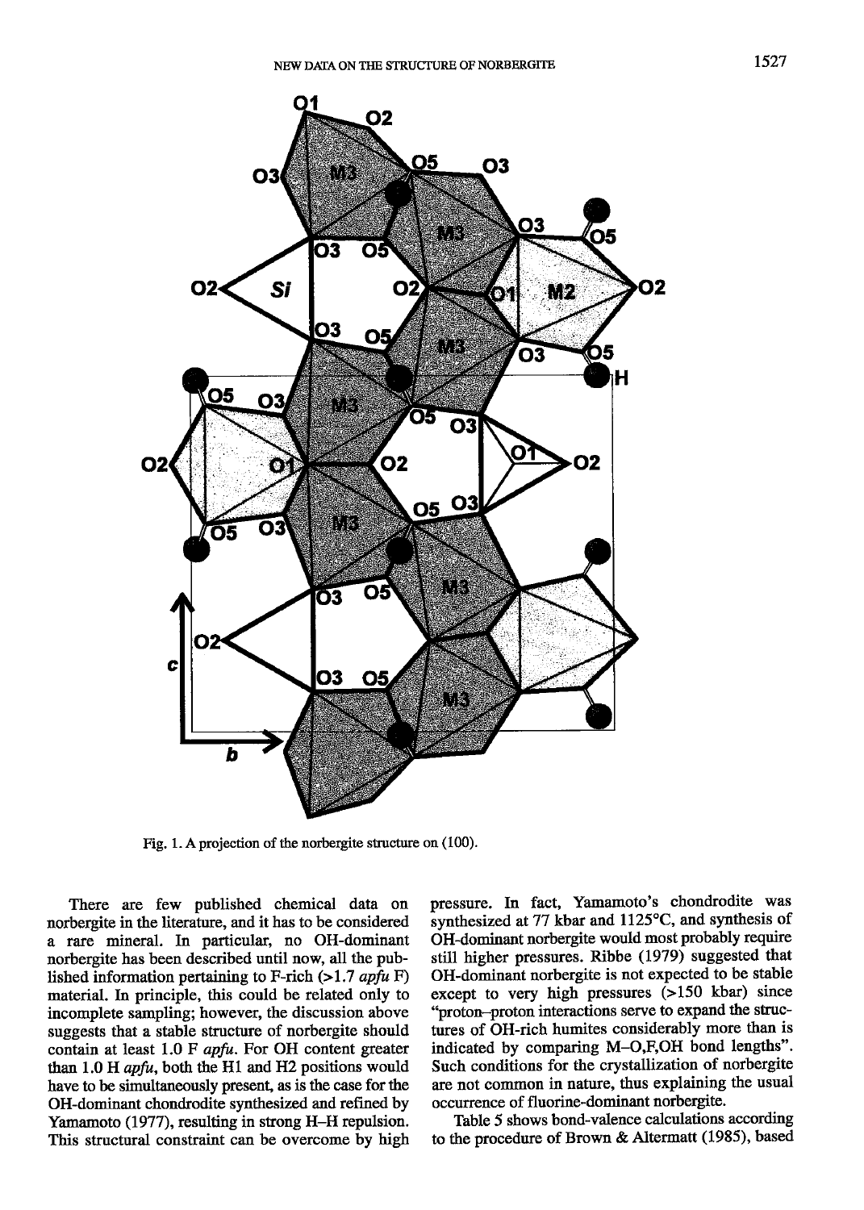Fig. 1. A projection of the norbergite structure on (100).

There are few published chemical data on norbergite in the literature, and it has to be considered a rare mineral. In particular, no OH-dominant norbergite has been described until now, all the published information pertaining to F-rich (>1.7 *apfu* F) material. In principle, this could be related only to incomplete sampling; however, the discussion above suggests that a stable structure of norbergite should contain at least 1.0 F *apfu*. For OH content greater than 1.0 H *apfu*, both the H1 and H2 positions would have to be simultaneously present, as is the case for the OH-dominant chondrodite synthesized and refined by Yamamoto (1977), resulting in strong H–H repulsion. This structural constraint can be overcome by high pressure. In fact, Yamamoto's chondrodite was synthesized at 77 kbar and 1125°C, and synthesis of OH-dominant norbergite would most probably require still higher pressures. Ribbe (1979) suggested that OH-dominant norbergite is not expected to be stable except to very high pressures (>150 kbar) since "proton–proton interactions serve to expand the structures of OH-rich humites considerably more than is indicated by comparing M–O,F,OH bond lengths". Such conditions for the crystallization of norbergite are not common in nature, thus explaining the usual occurrence of fluorine-dominant norbergite.

Table 5 shows bond-valence calculations according to the procedure of Brown & Altermatt (1985), based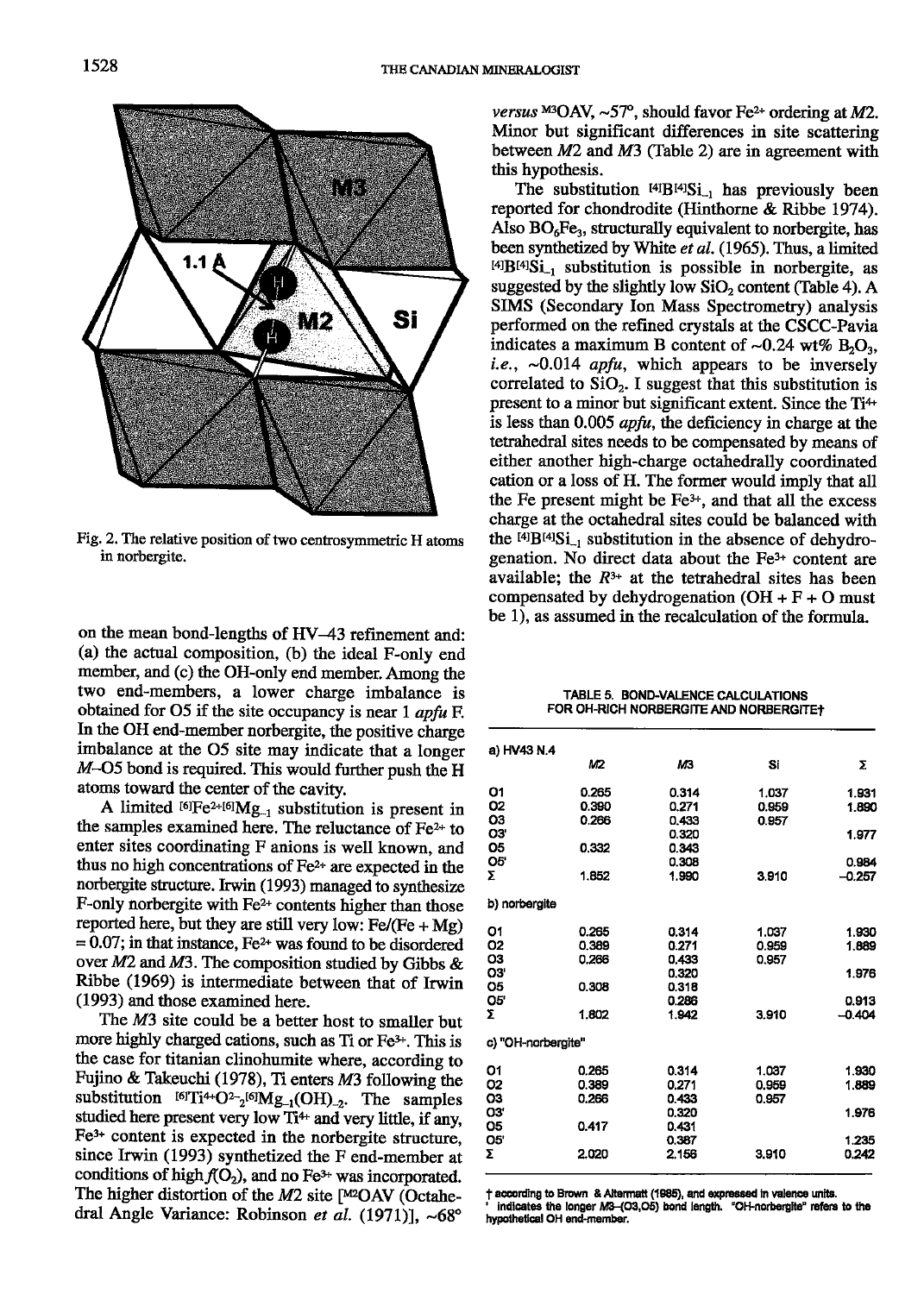Fig. 2. The relative position of two centrosymmetric H atoms in norbergite.

on the mean bond-lengths of HV–43 refinement and: (a) the actual composition, (b) the ideal F-only end member, and (c) the OH-only end member. Among the two end-members, a lower charge imbalance is obtained for O5 if the site occupancy is near 1 *apfu* F. In the OH end-member norbergite, the positive charge imbalance at the O5 site may indicate that a longer *M*–O5 bond is required. This would further push the H atoms toward the center of the cavity.

A limited $^{[6]}Fe^{2+}{}^{[6]}Mg_{-1}$ substitution is present in the samples examined here. The reluctance of $Fe^{2+}$ to enter sites coordinating F anions is well known, and thus no high concentrations of $Fe^{2+}$ are expected in the norbergite structure. Irwin (1993) managed to synthesize F-only norbergite with $Fe^{2+}$ contents higher than those reported here, but they are still very low: Fe/(Fe + Mg) = 0.07; in that instance, $Fe^{2+}$ was found to be disordered over *M*2 and *M*3. The composition studied by Gibbs & Ribbe (1969) is intermediate between that of Irwin (1993) and those examined here.

The *M*3 site could be a better host to smaller but more highly charged cations, such as Ti or $Fe^{3+}$. This is the case for titanian clinohumite where, according to Fujino & Takeuchi (1978), Ti enters *M*3 following the substitution $^{[6]}Ti^{4+}O^{2-}_{2}{}^{[6]}Mg_{-1}(OH)_{-2}$. The samples studied here present very low $Ti^{4+}$ and very little, if any, $Fe^{3+}$ content is expected in the norbergite structure, since Irwin (1993) synthetized the F end-member at conditions of high $f(O_2)$, and no $Fe^{3+}$ was incorporated. The higher distortion of the *M*2 site [$^{M2}$OAV (Octahedral Angle Variance: Robinson *et al.* (1971)], ~68° *versus* $^{M3}$OAV, ~57°, should favor $Fe^{2+}$ ordering at *M*2. Minor but significant differences in site scattering between *M*2 and *M*3 (Table 2) are in agreement with this hypothesis.

The substitution $^{[4]}B^{[4]}Si_{-1}$ has previously been reported for chondrodite (Hinthorne & Ribbe 1974). Also $BO_6Fe_3$, structurally equivalent to norbergite, has been synthetized by White *et al.* (1965). Thus, a limited $^{[4]}B^{[4]}Si_{-1}$ substitution is possible in norbergite, as suggested by the slightly low $SiO_2$ content (Table 4). A SIMS (Secondary Ion Mass Spectrometry) analysis performed on the refined crystals at the CSCC-Pavia indicates a maximum B content of ~0.24 wt% $B_2O_3$, *i.e.*, ~0.014 *apfu*, which appears to be inversely correlated to $SiO_2$. I suggest that this substitution is present to a minor but significant extent. Since the $Ti^{4+}$ is less than 0.005 *apfu*, the deficiency in charge at the tetrahedral sites needs to be compensated by means of either another high-charge octahedrally coordinated cation or a loss of H. The former would imply that all the Fe present might be $Fe^{3+}$, and that all the excess charge at the octahedral sites could be balanced with the $^{[4]}B^{[4]}Si_{-1}$ substitution in the absence of dehydrogenation. No direct data about the $Fe^{3+}$ content are available; the $R^{3+}$ at the tetrahedral sites has been compensated by dehydrogenation (OH + F + O must be 1), as assumed in the recalculation of the formula.

TABLE 5. BOND-VALENCE CALCULATIONS FOR OH-RICH NORBERGITE AND NORBERGITE†

| | *M*2 | *M*3 | Si | Σ |
|---|---|---|---|---|
| **a) HV43 N.4** | | | | |
| O1 | 0.265 | 0.314 | 1.037 | 1.931 |
| O2 | 0.390 | 0.271 | 0.959 | 1.890 |
| O3 | 0.266 | 0.433 | 0.957 | |
| O3' | | 0.320 | | 1.977 |
| O5 | 0.332 | 0.343 | | |
| O5' | | 0.308 | | 0.984 |
| Σ | 1.852 | 1.990 | 3.910 | −0.257 |
| **b) norbergite** | | | | |
| O1 | 0.265 | 0.314 | 1.037 | 1.930 |
| O2 | 0.389 | 0.271 | 0.959 | 1.889 |
| O3 | 0.266 | 0.433 | 0.957 | |
| O3' | | 0.320 | | 1.976 |
| O5 | 0.308 | 0.318 | | |
| O5' | | 0.286 | | 0.913 |
| Σ | 1.802 | 1.942 | 3.910 | −0.404 |
| **c) "OH-norbergite"** | | | | |
| O1 | 0.265 | 0.314 | 1.037 | 1.930 |
| O2 | 0.389 | 0.271 | 0.959 | 1.889 |
| O3 | 0.266 | 0.433 | 0.957 | |
| O3' | | 0.320 | | 1.976 |
| O5 | 0.417 | 0.431 | | |
| O5' | | 0.387 | | 1.235 |
| Σ | 2.020 | 2.156 | 3.910 | 0.242 |

† according to Brown & Altermatt (1985), and expressed in valence units.
' indicates the longer *M*3–(O3,O5) bond length. "OH-norbergite" refers to the hypothetical OH end-member.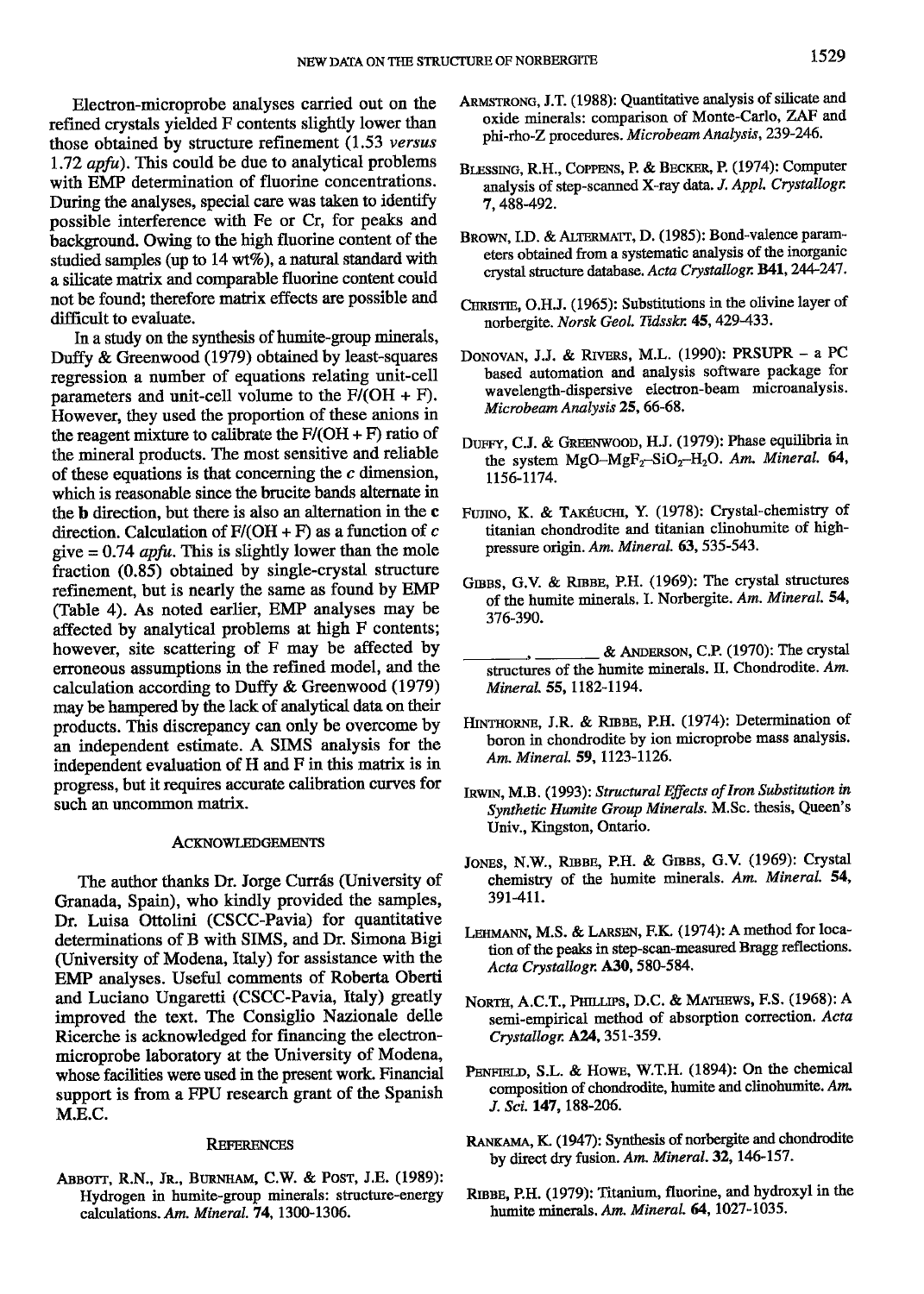Electron-microprobe analyses carried out on the refined crystals yielded F contents slightly lower than those obtained by structure refinement (1.53 *versus* 1.72 *apfu*). This could be due to analytical problems with EMP determination of fluorine concentrations. During the analyses, special care was taken to identify possible interference with Fe or Cr, for peaks and background. Owing to the high fluorine content of the studied samples (up to 14 wt%), a natural standard with a silicate matrix and comparable fluorine content could not be found; therefore matrix effects are possible and difficult to evaluate.

In a study on the synthesis of humite-group minerals, Duffy & Greenwood (1979) obtained by least-squares regression a number of equations relating unit-cell parameters and unit-cell volume to the F/(OH + F). However, they used the proportion of these anions in the reagent mixture to calibrate the F/(OH + F) ratio of the mineral products. The most sensitive and reliable of these equations is that concerning the *c* dimension, which is reasonable since the brucite bands alternate in the **b** direction, but there is also an alternation in the **c** direction. Calculation of F/(OH + F) as a function of *c* give = 0.74 *apfu*. This is slightly lower than the mole fraction (0.85) obtained by single-crystal structure refinement, but is nearly the same as found by EMP (Table 4). As noted earlier, EMP analyses may be affected by analytical problems at high F contents; however, site scattering of F may be affected by erroneous assumptions in the refined model, and the calculation according to Duffy & Greenwood (1979) may be hampered by the lack of analytical data on their products. This discrepancy can only be overcome by an independent estimate. A SIMS analysis for the independent evaluation of H and F in this matrix is in progress, but it requires accurate calibration curves for such an uncommon matrix.

## Acknowledgements

The author thanks Dr. Jorge Currás (University of Granada, Spain), who kindly provided the samples, Dr. Luisa Ottolini (CSCC-Pavia) for quantitative determinations of B with SIMS, and Dr. Simona Bigi (University of Modena, Italy) for assistance with the EMP analyses. Useful comments of Roberta Oberti and Luciano Ungaretti (CSCC-Pavia, Italy) greatly improved the text. The Consiglio Nazionale delle Ricerche is acknowledged for financing the electron-microprobe laboratory at the University of Modena, whose facilities were used in the present work. Financial support is from a FPU research grant of the Spanish M.E.C.

## References

Abbott, R.N., Jr., Burnham, C.W. & Post, J.E. (1989): Hydrogen in humite-group minerals: structure-energy calculations. *Am. Mineral.* **74**, 1300-1306.

Armstrong, J.T. (1988): Quantitative analysis of silicate and oxide minerals: comparison of Monte-Carlo, ZAF and phi-rho-Z procedures. *Microbeam Analysis*, 239-246.

Blessing, R.H., Coppens, P. & Becker, P. (1974): Computer analysis of step-scanned X-ray data. *J. Appl. Crystallogr.* **7**, 488-492.

Brown, I.D. & Altermatt, D. (1985): Bond-valence parameters obtained from a systematic analysis of the inorganic crystal structure database. *Acta Crystallogr.* **B41**, 244-247.

Christie, O.H.J. (1965): Substitutions in the olivine layer of norbergite. *Norsk Geol. Tidsskr.* **45**, 429-433.

Donovan, J.J. & Rivers, M.L. (1990): PRSUPR – a PC based automation and analysis software package for wavelength-dispersive electron-beam microanalysis. *Microbeam Analysis* **25**, 66-68.

Duffy, C.J. & Greenwood, H.J. (1979): Phase equilibria in the system $MgO–MgF_2–SiO_2–H_2O$. *Am. Mineral.* **64**, 1156-1174.

Fujino, K. & Takéuchi, Y. (1978): Crystal-chemistry of titanian chondrodite and titanian clinohumite of high-pressure origin. *Am. Mineral.* **63**, 535-543.

Gibbs, G.V. & Ribbe, P.H. (1969): The crystal structures of the humite minerals. I. Norbergite. *Am. Mineral.* **54**, 376-390.

________, ________ & Anderson, C.P. (1970): The crystal structures of the humite minerals. II. Chondrodite. *Am. Mineral.* **55**, 1182-1194.

Hinthorne, J.R. & Ribbe, P.H. (1974): Determination of boron in chondrodite by ion microprobe mass analysis. *Am. Mineral.* **59**, 1123-1126.

Irwin, M.B. (1993): *Structural Effects of Iron Substitution in Synthetic Humite Group Minerals.* M.Sc. thesis, Queen's Univ., Kingston, Ontario.

Jones, N.W., Ribbe, P.H. & Gibbs, G.V. (1969): Crystal chemistry of the humite minerals. *Am. Mineral.* **54**, 391-411.

Lehmann, M.S. & Larsen, F.K. (1974): A method for location of the peaks in step-scan-measured Bragg reflections. *Acta Crystallogr.* **A30**, 580-584.

North, A.C.T., Phillips, D.C. & Mathews, F.S. (1968): A semi-empirical method of absorption correction. *Acta Crystallogr.* **A24**, 351-359.

Penfield, S.L. & Howe, W.T.H. (1894): On the chemical composition of chondrodite, humite and clinohumite. *Am. J. Sci.* **147**, 188-206.

Rankama, K. (1947): Synthesis of norbergite and chondrodite by direct dry fusion. *Am. Mineral.* **32**, 146-157.

Ribbe, P.H. (1979): Titanium, fluorine, and hydroxyl in the humite minerals. *Am. Mineral.* **64**, 1027-1035.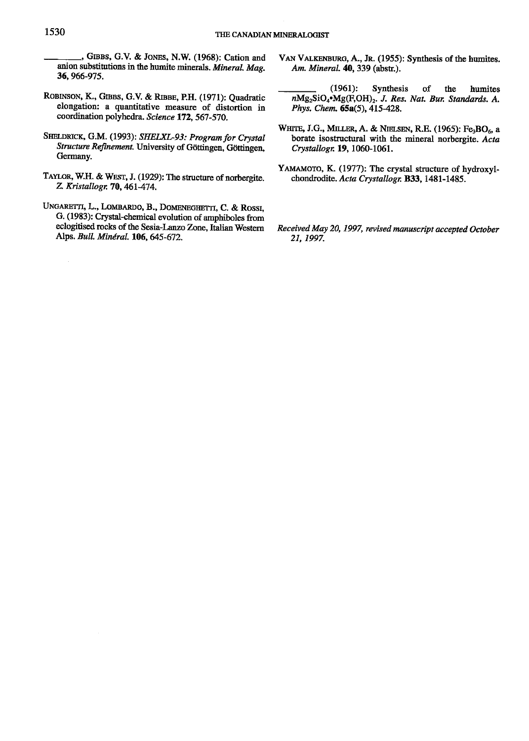———, GIBBS, G.V. & JONES, N.W. (1968): Cation and anion substitutions in the humite minerals. *Mineral. Mag.* **36**, 966-975.

ROBINSON, K., GIBBS, G.V. & RIBBE, P.H. (1971): Quadratic elongation: a quantitative measure of distortion in coordination polyhedra. *Science* **172**, 567-570.

SHELDRICK, G.M. (1993): *SHELXL-93: Program for Crystal Structure Refinement.* University of Göttingen, Göttingen, Germany.

TAYLOR, W.H. & WEST, J. (1929): The structure of norbergite. *Z. Kristallogr.* **70**, 461-474.

UNGARETTI, L., LOMBARDO, B., DOMENEGHETTI, C. & ROSSI, G. (1983): Crystal-chemical evolution of amphiboles from eclogitised rocks of the Sesia-Lanzo Zone, Italian Western Alps. *Bull. Minéral.* **106**, 645-672.

VAN VALKENBURG, A., JR. (1955): Synthesis of the humites. *Am. Mineral.* **40**, 339 (abstr.).

——— (1961): Synthesis of the humites $n Mg_2SiO_4 \cdot Mg(F,OH)_2$. *J. Res. Nat. Bur. Standards. A. Phys. Chem.* **65a**(5), 415-428.

WHITE, J.G., MILLER, A. & NIELSEN, R.E. (1965): $Fe_3BO_6$, a borate isostructural with the mineral norbergite. *Acta Crystallogr.* **19**, 1060-1061.

YAMAMOTO, K. (1977): The crystal structure of hydroxyl-chondrodite. *Acta Crystallogr.* **B33**, 1481-1485.

*Received May 20, 1997, revised manuscript accepted October 21, 1997.*